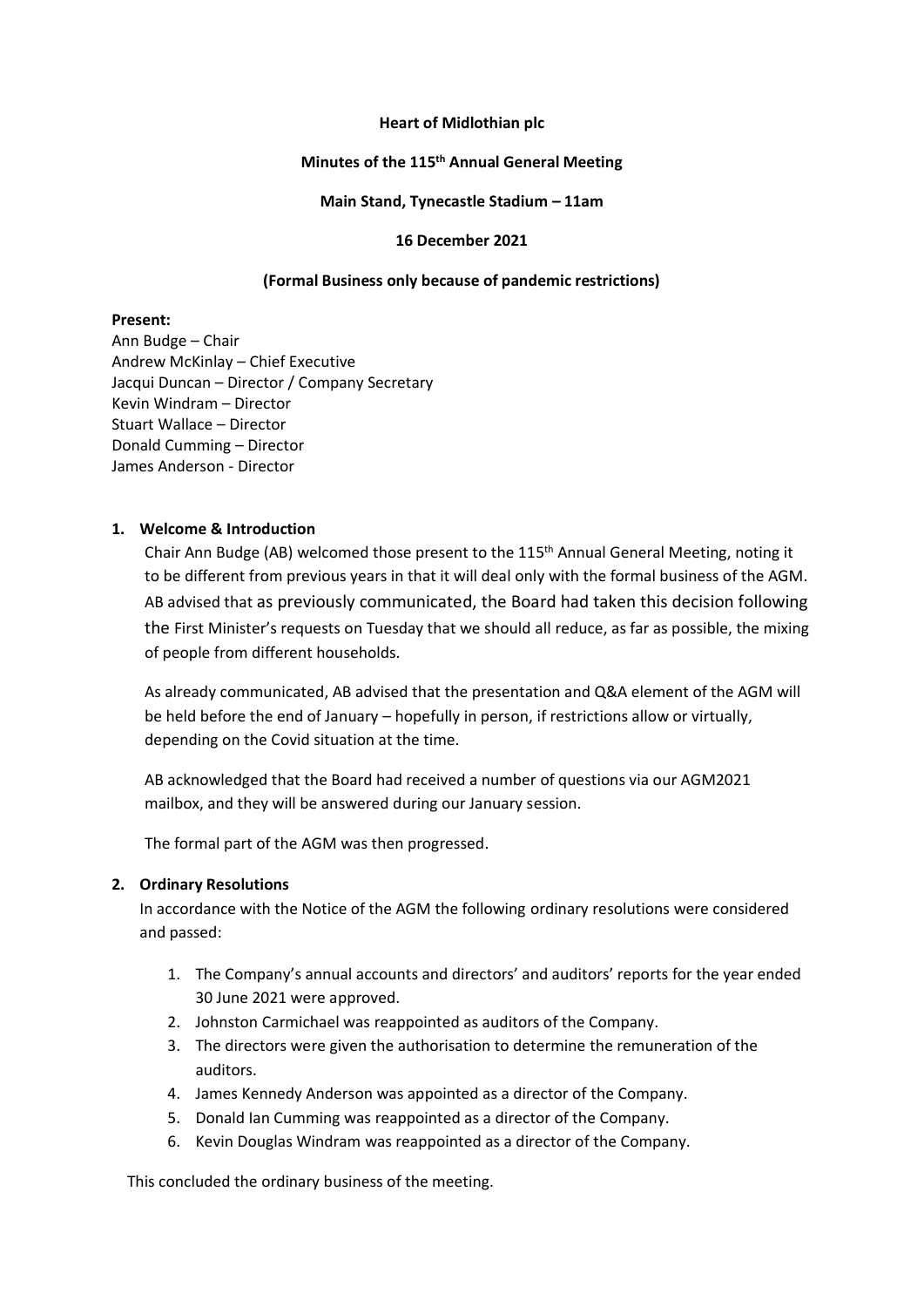**Heart of Midlothian plc**

**Minutes of the 115th Annual General Meeting**

**Main Stand, Tynecastle Stadium – 11am**

**16 December 2021**

**(Formal Business only because of pandemic restrictions)**

**Present:**
Ann Budge – Chair
Andrew McKinlay – Chief Executive
Jacqui Duncan – Director / Company Secretary
Kevin Windram – Director
Stuart Wallace – Director
Donald Cumming – Director
James Anderson - Director

## 1. Welcome & Introduction

Chair Ann Budge (AB) welcomed those present to the 115th Annual General Meeting, noting it to be different from previous years in that it will deal only with the formal business of the AGM. AB advised that as previously communicated, the Board had taken this decision following the First Minister's requests on Tuesday that we should all reduce, as far as possible, the mixing of people from different households.

As already communicated, AB advised that the presentation and Q&A element of the AGM will be held before the end of January – hopefully in person, if restrictions allow or virtually, depending on the Covid situation at the time.

AB acknowledged that the Board had received a number of questions via our AGM2021 mailbox, and they will be answered during our January session.

The formal part of the AGM was then progressed.

## 2. Ordinary Resolutions

In accordance with the Notice of the AGM the following ordinary resolutions were considered and passed:

1. The Company's annual accounts and directors' and auditors' reports for the year ended 30 June 2021 were approved.
2. Johnston Carmichael was reappointed as auditors of the Company.
3. The directors were given the authorisation to determine the remuneration of the auditors.
4. James Kennedy Anderson was appointed as a director of the Company.
5. Donald Ian Cumming was reappointed as a director of the Company.
6. Kevin Douglas Windram was reappointed as a director of the Company.

This concluded the ordinary business of the meeting.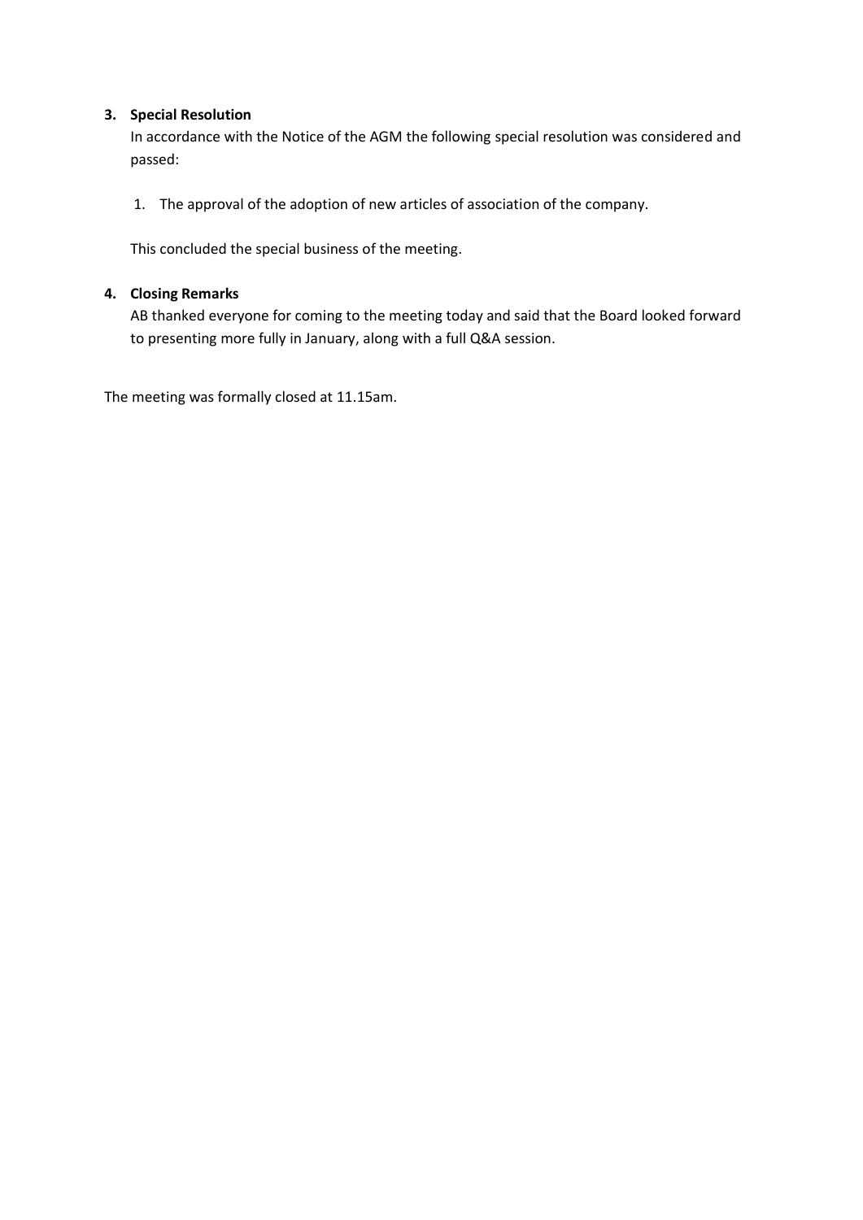**3. Special Resolution**

In accordance with the Notice of the AGM the following special resolution was considered and passed:

1. The approval of the adoption of new articles of association of the company.

This concluded the special business of the meeting.

**4. Closing Remarks**

AB thanked everyone for coming to the meeting today and said that the Board looked forward to presenting more fully in January, along with a full Q&A session.

The meeting was formally closed at 11.15am.